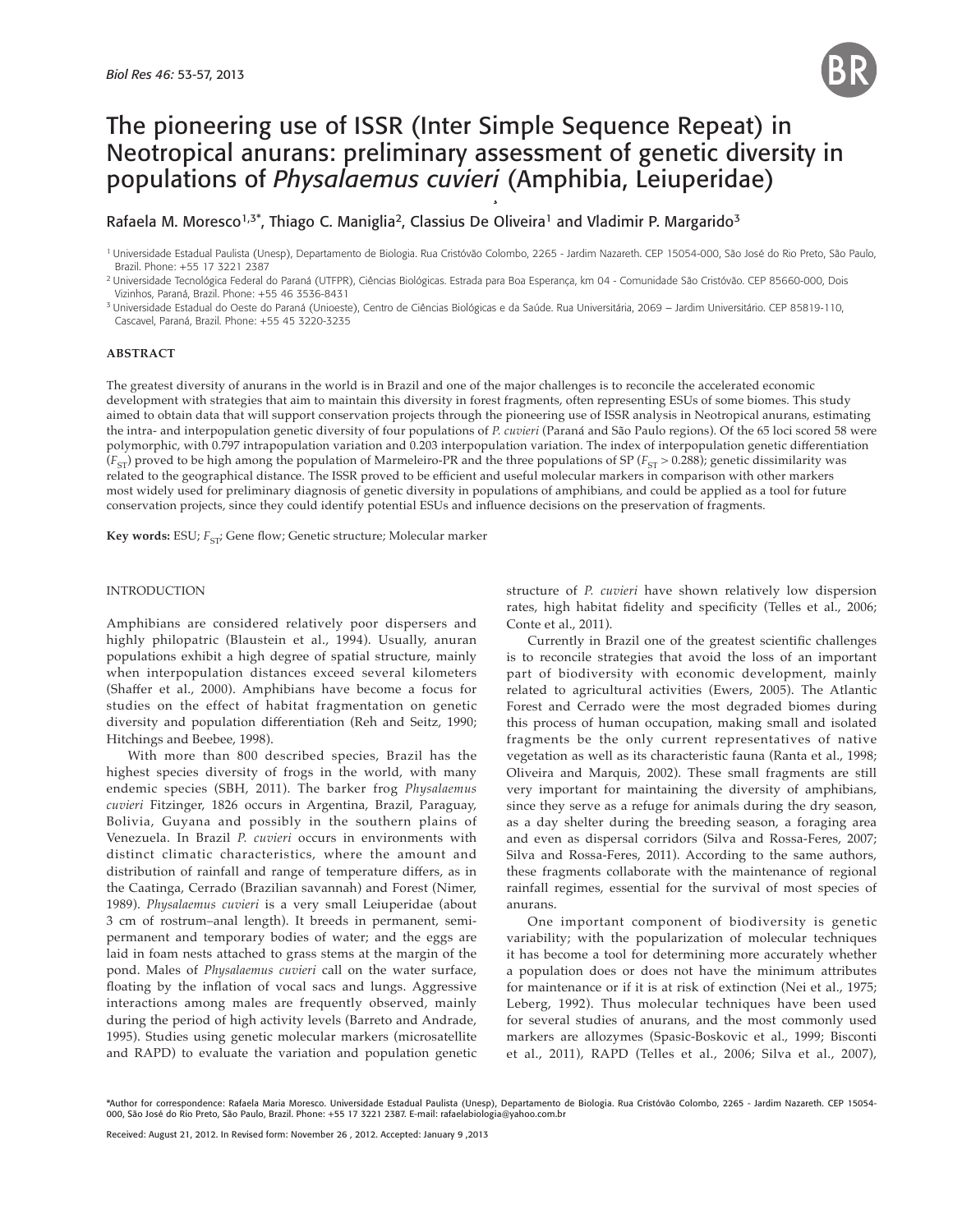# The pioneering use of ISSR (Inter Simple Sequence Repeat) in Neotropical anurans: preliminary assessment of genetic diversity in populations of *Physalaemus cuvieri* (Amphibia, Leiuperidae)

Rafaela M. Moresco[1,3*], Thiago C. Maniglia[2], Classius De Oliveira[1] and Vladimir P. Margarido[3]

[1] Universidade Estadual Paulista (Unesp), Departamento de Biologia. Rua Cristóvão Colombo, 2265 - Jardim Nazareth. CEP 15054-000, São José do Rio Preto, São Paulo, Brazil. Phone: +55 17 3221 2387

[2] Universidade Tecnológica Federal do Paraná (UTFPR), Ciências Biológicas. Estrada para Boa Esperança, km 04 - Comunidade São Cristóvão. CEP 85660-000, Dois Vizinhos, Paraná, Brazil. Phone: +55 46 3536-8431

[3] Universidade Estadual do Oeste do Paraná (Unioeste), Centro de Ciências Biológicas e da Saúde. Rua Universitária, 2069 – Jardim Universitário. CEP 85819-110, Cascavel, Paraná, Brazil. Phone: +55 45 3220-3235

## ABSTRACT

The greatest diversity of anurans in the world is in Brazil and one of the major challenges is to reconcile the accelerated economic development with strategies that aim to maintain this diversity in forest fragments, often representing ESUs of some biomes. This study aimed to obtain data that will support conservation projects through the pioneering use of ISSR analysis in Neotropical anurans, estimating the intra- and interpopulation genetic diversity of four populations of *P. cuvieri* (Paraná and São Paulo regions). Of the 65 loci scored 58 were polymorphic, with 0.797 intrapopulation variation and 0.203 interpopulation variation. The index of interpopulation genetic differentiation ($F_{ST}$) proved to be high among the population of Marmeleiro-PR and the three populations of SP ($F_{ST} > 0.288$); genetic dissimilarity was related to the geographical distance. The ISSR proved to be efficient and useful molecular markers in comparison with other markers most widely used for preliminary diagnosis of genetic diversity in populations of amphibians, and could be applied as a tool for future conservation projects, since they could identify potential ESUs and influence decisions on the preservation of fragments.

**Key words:** ESU; $F_{ST}$; Gene flow; Genetic structure; Molecular marker

## INTRODUCTION

Amphibians are considered relatively poor dispersers and highly philopatric (Blaustein et al., 1994). Usually, anuran populations exhibit a high degree of spatial structure, mainly when interpopulation distances exceed several kilometers (Shaffer et al., 2000). Amphibians have become a focus for studies on the effect of habitat fragmentation on genetic diversity and population differentiation (Reh and Seitz, 1990; Hitchings and Beebee, 1998).

With more than 800 described species, Brazil has the highest species diversity of frogs in the world, with many endemic species (SBH, 2011). The barker frog *Physalaemus cuvieri* Fitzinger, 1826 occurs in Argentina, Brazil, Paraguay, Bolivia, Guyana and possibly in the southern plains of Venezuela. In Brazil *P. cuvieri* occurs in environments with distinct climatic characteristics, where the amount and distribution of rainfall and range of temperature differs, as in the Caatinga, Cerrado (Brazilian savannah) and Forest (Nimer, 1989). *Physalaemus cuvieri* is a very small Leiuperidae (about 3 cm of rostrum–anal length). It breeds in permanent, semi-permanent and temporary bodies of water; and the eggs are laid in foam nests attached to grass stems at the margin of the pond. Males of *Physalaemus cuvieri* call on the water surface, floating by the inflation of vocal sacs and lungs. Aggressive interactions among males are frequently observed, mainly during the period of high activity levels (Barreto and Andrade, 1995). Studies using genetic molecular markers (microsatellite and RAPD) to evaluate the variation and population genetic structure of *P. cuvieri* have shown relatively low dispersion rates, high habitat fidelity and specificity (Telles et al., 2006; Conte et al., 2011).

Currently in Brazil one of the greatest scientific challenges is to reconcile strategies that avoid the loss of an important part of biodiversity with economic development, mainly related to agricultural activities (Ewers, 2005). The Atlantic Forest and Cerrado were the most degraded biomes during this process of human occupation, making small and isolated fragments be the only current representatives of native vegetation as well as its characteristic fauna (Ranta et al., 1998; Oliveira and Marquis, 2002). These small fragments are still very important for maintaining the diversity of amphibians, since they serve as a refuge for animals during the dry season, as a day shelter during the breeding season, a foraging area and even as dispersal corridors (Silva and Rossa-Feres, 2007; Silva and Rossa-Feres, 2011). According to the same authors, these fragments collaborate with the maintenance of regional rainfall regimes, essential for the survival of most species of anurans.

One important component of biodiversity is genetic variability; with the popularization of molecular techniques it has become a tool for determining more accurately whether a population does or does not have the minimum attributes for maintenance or if it is at risk of extinction (Nei et al., 1975; Leberg, 1992). Thus molecular techniques have been used for several studies of anurans, and the most commonly used markers are allozymes (Spasic-Boskovic et al., 1999; Bisconti et al., 2011), RAPD (Telles et al., 2006; Silva et al., 2007),

*Author for correspondence: Rafaela Maria Moresco. Universidade Estadual Paulista (Unesp), Departamento de Biologia. Rua Cristóvão Colombo, 2265 - Jardim Nazareth. CEP 15054-000, São José do Rio Preto, São Paulo, Brazil. Phone: +55 17 3221 2387. E-mail: rafaelabiologia@yahoo.com.br

Received: August 21, 2012. In Revised form: November 26 , 2012. Accepted: January 9 ,2013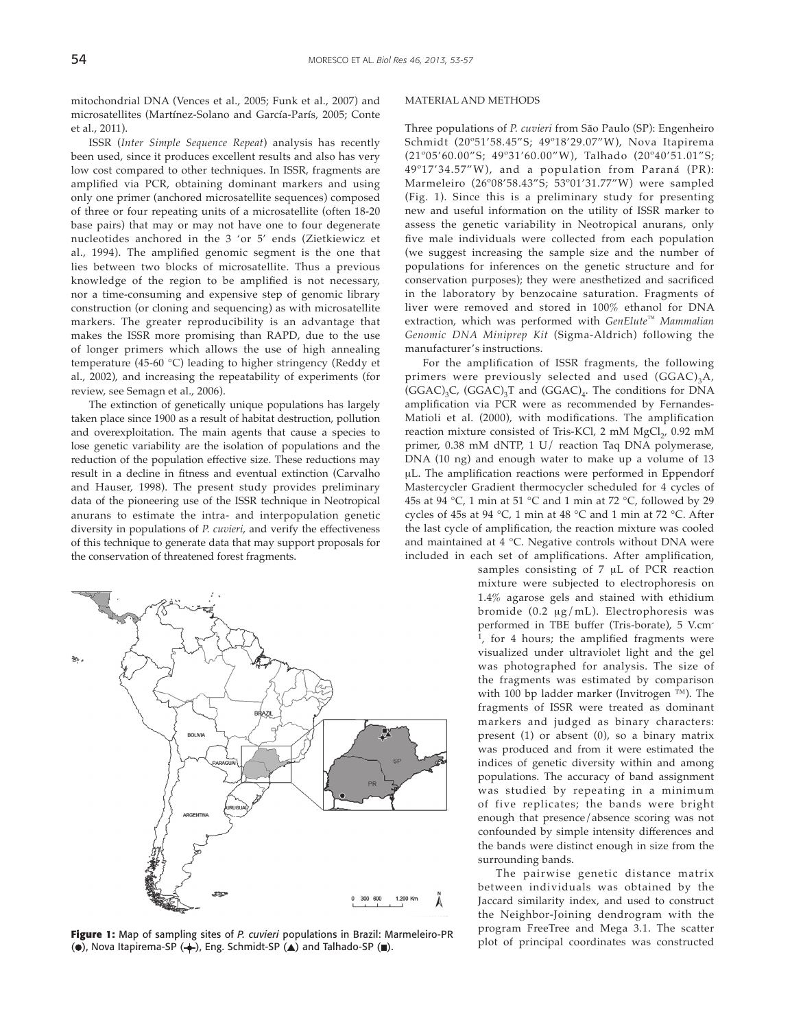mitochondrial DNA (Vences et al., 2005; Funk et al., 2007) and microsatellites (Martínez-Solano and García-París, 2005; Conte et al., 2011).

ISSR (*Inter Simple Sequence Repeat*) analysis has recently been used, since it produces excellent results and also has very low cost compared to other techniques. In ISSR, fragments are amplified via PCR, obtaining dominant markers and using only one primer (anchored microsatellite sequences) composed of three or four repeating units of a microsatellite (often 18-20 base pairs) that may or may not have one to four degenerate nucleotides anchored in the 3 'or 5' ends (Zietkiewicz et al., 1994). The amplified genomic segment is the one that lies between two blocks of microsatellite. Thus a previous knowledge of the region to be amplified is not necessary, nor a time-consuming and expensive step of genomic library construction (or cloning and sequencing) as with microsatellite markers. The greater reproducibility is an advantage that makes the ISSR more promising than RAPD, due to the use of longer primers which allows the use of high annealing temperature (45-60 °C) leading to higher stringency (Reddy et al., 2002), and increasing the repeatability of experiments (for review, see Semagn et al., 2006).

The extinction of genetically unique populations has largely taken place since 1900 as a result of habitat destruction, pollution and overexploitation. The main agents that cause a species to lose genetic variability are the isolation of populations and the reduction of the population effective size. These reductions may result in a decline in fitness and eventual extinction (Carvalho and Hauser, 1998). The present study provides preliminary data of the pioneering use of the ISSR technique in Neotropical anurans to estimate the intra- and interpopulation genetic diversity in populations of *P. cuvieri*, and verify the effectiveness of this technique to generate data that may support proposals for the conservation of threatened forest fragments.

**Figure 1:** Map of sampling sites of *P. cuvieri* populations in Brazil: Marmeleiro-PR (●), Nova Itapirema-SP (✦), Eng. Schmidt-SP (▲) and Talhado-SP (■).

## MATERIAL AND METHODS

Three populations of *P. cuvieri* from São Paulo (SP): Engenheiro Schmidt (20°51'58.45"S; 49°18'29.07"W), Nova Itapirema (21°05'60.00"S; 49°31'60.00"W), Talhado (20°40'51.01"S; 49°17'34.57"W), and a population from Paraná (PR): Marmeleiro (26°08'58.43"S; 53°01'31.77"W) were sampled (Fig. 1). Since this is a preliminary study for presenting new and useful information on the utility of ISSR marker to assess the genetic variability in Neotropical anurans, only five male individuals were collected from each population (we suggest increasing the sample size and the number of populations for inferences on the genetic structure and for conservation purposes); they were anesthetized and sacrificed in the laboratory by benzocaine saturation. Fragments of liver were removed and stored in 100% ethanol for DNA extraction, which was performed with *GenElute™ Mammalian Genomic DNA Miniprep Kit* (Sigma-Aldrich) following the manufacturer's instructions.

For the amplification of ISSR fragments, the following primers were previously selected and used $(GGAC)_3A$, $(GGAC)_3C$, $(GGAC)_3T$ and $(GGAC)_4$. The conditions for DNA amplification via PCR were as recommended by Fernandes-Matioli et al. (2000), with modifications. The amplification reaction mixture consisted of Tris-KCl, 2 mM $MgCl_2$, 0.92 mM primer, 0.38 mM dNTP, 1 U/ reaction Taq DNA polymerase, DNA (10 ng) and enough water to make up a volume of 13 μL. The amplification Gradient reactions were performed in Eppendorf Mastercycler Gradient thermocycler scheduled for 4 cycles of 45s at 94 °C, 1 min at 51 °C and 1 min at 72 °C, followed by 29 cycles of 45s at 94 °C, 1 min at 48 °C and 1 min at 72 °C. After the last cycle of amplification, the reaction mixture was cooled and maintained at 4 °C. Negative controls without DNA were included in each set of amplifications. After amplification, samples consisting of 7 μL of PCR reaction mixture were subjected to electrophoresis on 1.4% agarose gels and stained with ethidium bromide (0.2 μg/mL). Electrophoresis was performed in TBE buffer (Tris-borate), 5 $V.cm^{-1}$, for 4 hours; the amplified fragments were visualized under ultraviolet light and the gel was photographed for analysis. The size of the fragments was estimated by comparison with 100 bp ladder marker (Invitrogen ™). The fragments of ISSR were treated as dominant markers and judged as binary characters: present (1) or absent (0), so a binary matrix was produced and from it were estimated the indices of genetic diversity within and among populations. The accuracy of band assignment was studied by repeating in a minimum of five replicates; the bands were bright enough that presence/absence scoring was not confounded by simple intensity differences and the bands were distinct enough in size from the surrounding bands.

The pairwise genetic distance matrix between individuals was obtained by the Jaccard similarity index, and used to construct the Neighbor-Joining dendrogram with the program FreeTree and Mega 3.1. The scatter plot of principal coordinates was constructed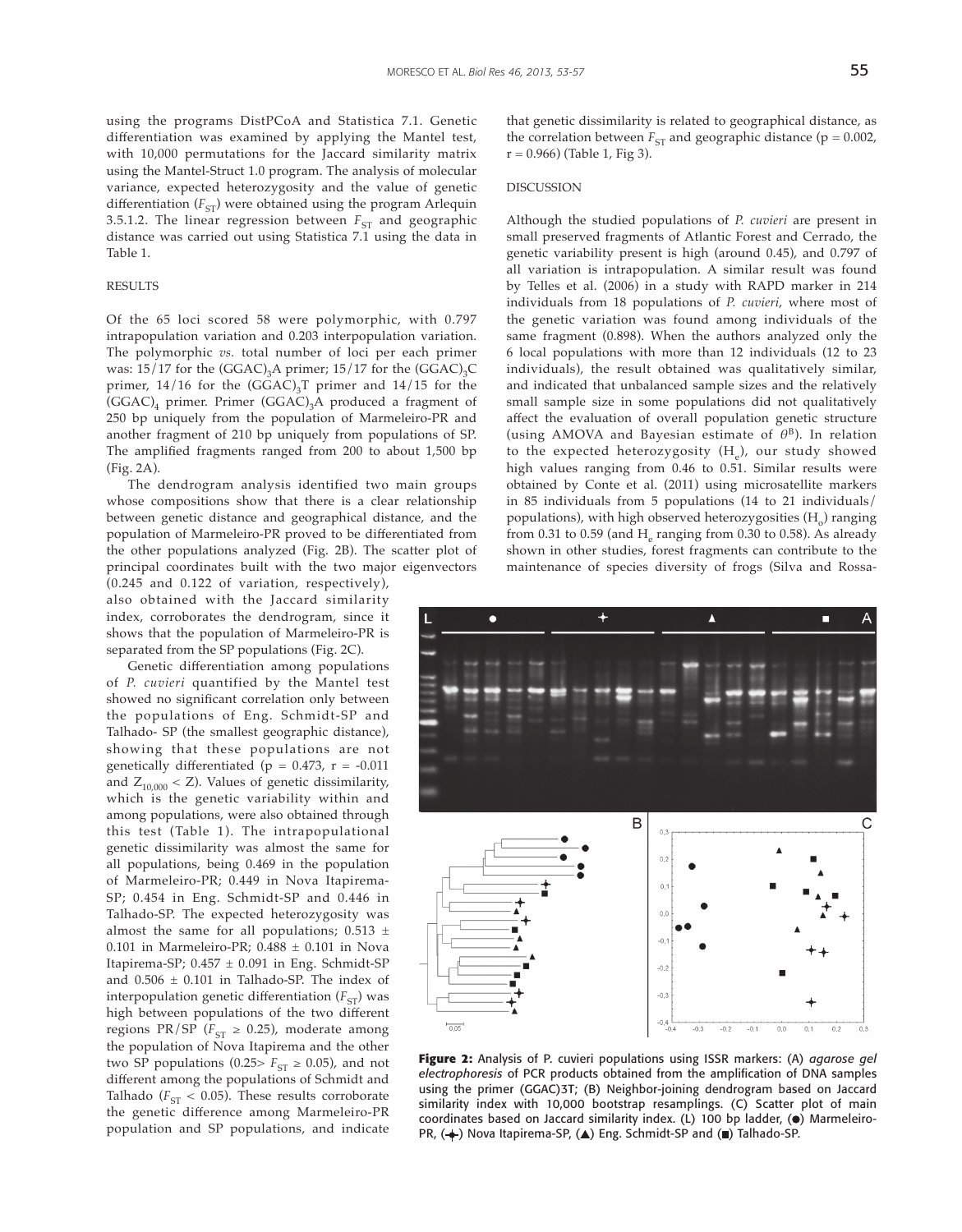using the programs DistPCoA and Statistica 7.1. Genetic differentiation was examined by applying the Mantel test, with 10,000 permutations for the Jaccard similarity matrix using the Mantel-Struct 1.0 program. The analysis of molecular variance, expected heterozygosity and the value of genetic differentiation ($F_{ST}$) were obtained using the program Arlequin 3.5.1.2. The linear regression between $F_{ST}$ and geographic distance was carried out using Statistica 7.1 using the data in Table 1.

## RESULTS

Of the 65 loci scored 58 were polymorphic, with 0.797 intrapopulation variation and 0.203 interpopulation variation. The polymorphic *vs.* total number of loci per each primer was: 15/17 for the $(GGAC)_3A$ primer; 15/17 for the $(GGAC)_3C$ primer, 14/16 for the $(GGAC)_3T$ primer and 14/15 for the $(GGAC)_4$ primer. Primer $(GGAC)_3A$ produced a fragment of 250 bp uniquely from the population of Marmeleiro-PR and another fragment of 210 bp uniquely from populations of SP. The amplified fragments ranged from 200 to about 1,500 bp (Fig. 2A).

The dendrogram analysis identified two main groups whose compositions show that there is a clear relationship between genetic distance and geographical distance, and the population of Marmeleiro-PR proved to be differentiated from the other populations analyzed (Fig. 2B). The scatter plot of principal coordinates built with the two major eigenvectors (0.245 and 0.122 of variation, respectively), also obtained with the Jaccard similarity index, corroborates the dendrogram, since it shows that the population of Marmeleiro-PR is separated from the SP populations (Fig. 2C).

Genetic differentiation among populations of *P. cuvieri* quantified by the Mantel test showed no significant correlation only between the populations of Eng. Schmidt-SP and Talhado- SP (the smallest geographic distance), showing that these populations are not genetically differentiated (p = 0.473, r = -0.011 and $Z_{10,000} < Z$). Values of genetic dissimilarity, which is the genetic variability within and among populations, were also obtained through this test (Table 1). The intrapopulational genetic dissimilarity was almost the same for all populations, being 0.469 in the population of Marmeleiro-PR; 0.449 in Nova Itapirema-SP; 0.454 in Eng. Schmidt-SP and 0.446 in Talhado-SP. The expected heterozygosity was almost the same for all populations; 0.513 ± 0.101 in Marmeleiro-PR; 0.488 ± 0.101 in Nova Itapirema-SP; 0.457 ± 0.091 in Eng. Schmidt-SP and 0.506 ± 0.101 in Talhado-SP. The index of interpopulation genetic differentiation ($F_{ST}$) was high between populations of the two different regions PR/SP ($F_{ST} \geq 0.25$), moderate among the population of Nova Itapirema and the other two SP populations ($0.25 > F_{ST} \geq 0.05$), and not different among the populations of Schmidt and Talhado ($F_{ST} < 0.05$). These results corroborate the genetic difference among Marmeleiro-PR population and SP populations, and indicate that genetic dissimilarity is related to geographical distance, as the correlation between $F_{ST}$ and geographic distance (p = 0.002, r = 0.966) (Table 1, Fig 3).

## DISCUSSION

Although the studied populations of *P. cuvieri* are present in small preserved fragments of Atlantic Forest and Cerrado, the genetic variability present is high (around 0.45), and 0.797 of all variation is intrapopulation. A similar result was found by Telles et al. (2006) in a study with RAPD marker in 214 individuals from 18 populations of *P. cuvieri*, where most of the genetic variation was found among individuals of the same fragment (0.898). When the authors analyzed only the 6 local populations with more than 12 individuals (12 to 23 individuals), the result obtained was qualitatively similar, and indicated that unbalanced sample sizes and the relatively small sample size in some populations did not qualitatively affect the evaluation of overall population genetic structure (using AMOVA and Bayesian estimate of $\theta^B$). In relation to the expected heterozygosity ($H_e$), our study showed high values ranging from 0.46 to 0.51. Similar results were obtained by Conte et al. (2011) using microsatellite markers in 85 individuals from 5 populations (14 to 21 individuals/ populations), with high observed heterozygosities ($H_o$) ranging from 0.31 to 0.59 (and $H_e$ ranging from 0.30 to 0.58). As already shown in other studies, forest fragments can contribute to the maintenance of species diversity of frogs (Silva and Rossa-

**Figure 2:** Analysis of P. cuvieri populations using ISSR markers: (A) *agarose gel electrophoresis* of PCR products obtained from the amplification of DNA samples using the primer (GGAC)3T; (B) Neighbor-joining dendrogram based on Jaccard similarity index with 10,000 bootstrap resamplings. (C) Scatter plot of main coordinates based on Jaccard similarity index. (L) 100 bp ladder, (●) Marmeleiro-PR, (✦) Nova Itapirema-SP, (▲) Eng. Schmidt-SP and (■) Talhado-SP.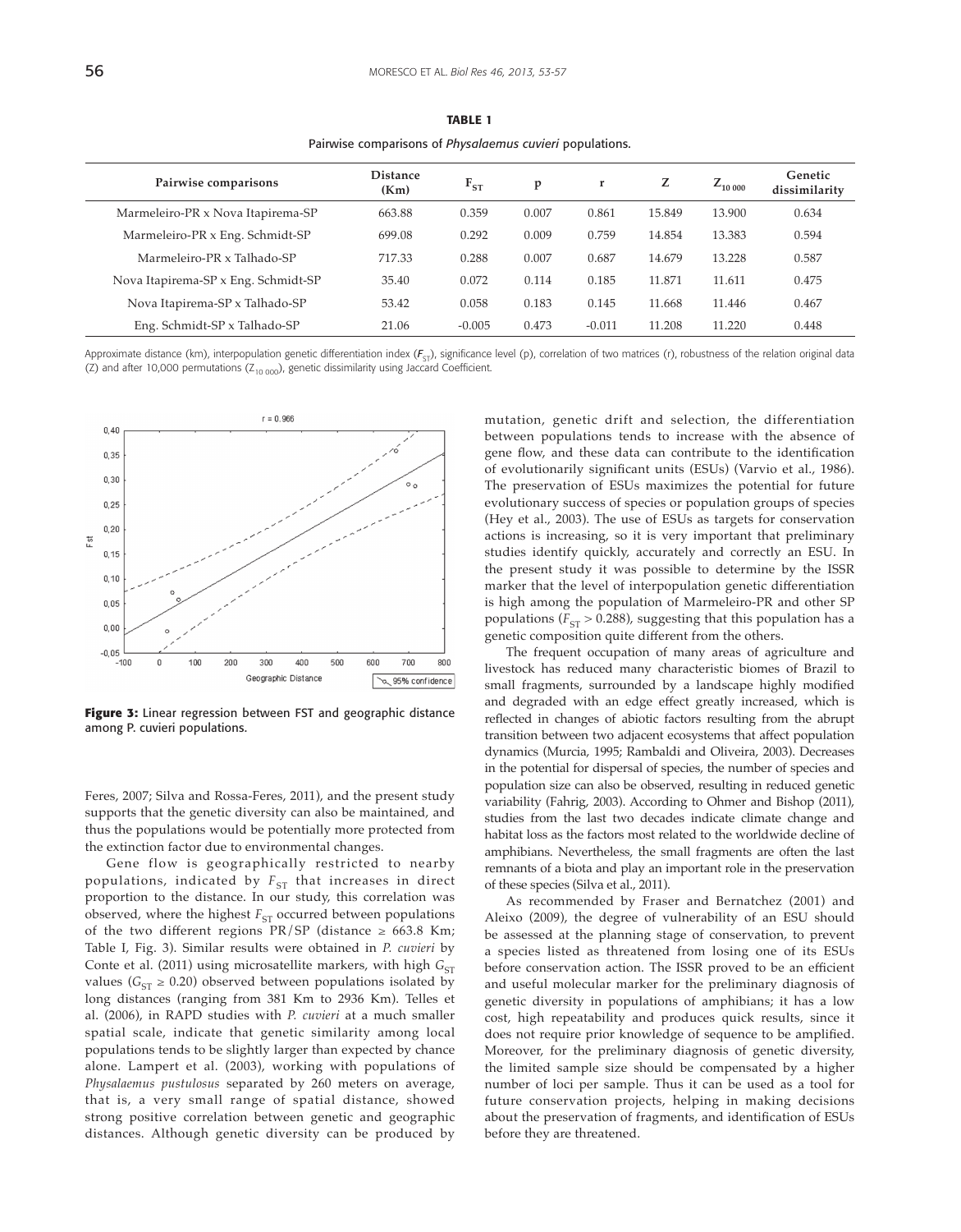**TABLE 1**

Pairwise comparisons of *Physalaemus cuvieri* populations.

| Pairwise comparisons | Distance (Km) | $F_{ST}$ | p | r | Z | $Z_{10\,000}$ | Genetic dissimilarity |
|---|---|---|---|---|---|---|---|
| Marmeleiro-PR x Nova Itapirema-SP | 663.88 | 0.359 | 0.007 | 0.861 | 15.849 | 13.900 | 0.634 |
| Marmeleiro-PR x Eng. Schmidt-SP | 699.08 | 0.292 | 0.009 | 0.759 | 14.854 | 13.383 | 0.594 |
| Marmeleiro-PR x Talhado-SP | 717.33 | 0.288 | 0.007 | 0.687 | 14.679 | 13.228 | 0.587 |
| Nova Itapirema-SP x Eng. Schmidt-SP | 35.40 | 0.072 | 0.114 | 0.185 | 11.871 | 11.611 | 0.475 |
| Nova Itapirema-SP x Talhado-SP | 53.42 | 0.058 | 0.183 | 0.145 | 11.668 | 11.446 | 0.467 |
| Eng. Schmidt-SP x Talhado-SP | 21.06 | -0.005 | 0.473 | -0.011 | 11.208 | 11.220 | 0.448 |

Approximate distance (km), interpopulation genetic differentiation index ($F_{ST}$), significance level (p), correlation of two matrices (r), robustness of the relation original data (Z) and after 10,000 permutations ($Z_{10\,000}$), genetic dissimilarity using Jaccard Coefficient.

**Figure 3:** Linear regression between FST and geographic distance among P. cuvieri populations.

Feres, 2007; Silva and Rossa-Feres, 2011), and the present study supports that the genetic diversity can also be maintained, and thus the populations would be potentially more protected from the extinction factor due to environmental changes.

Gene flow is geographically restricted to nearby populations, indicated by $F_{ST}$ that increases in direct proportion to the distance. In our study, this correlation was observed, where the highest $F_{ST}$ occurred between populations of the two different regions PR/SP (distance $\geq$ 663.8 Km; Table I, Fig. 3). Similar results were obtained in *P. cuvieri* by Conte et al. (2011) using microsatellite markers, with high $G_{ST}$ values ($G_{ST} \geq 0.20$) observed between populations isolated by long distances (ranging from 381 Km to 2936 Km). Telles et al. (2006), in RAPD studies with *P. cuvieri* at a much smaller spatial scale, indicate that genetic similarity among local populations tends to be slightly larger than expected by chance alone. Lampert et al. (2003), working with populations of *Physalaemus pustulosus* separated by 260 meters on average, that is, a very small range of spatial distance, showed strong positive correlation between genetic and geographic distances. Although genetic diversity can be produced by mutation, genetic drift and selection, the differentiation between populations tends to increase with the absence of gene flow, and these data can contribute to the identification of evolutionarily significant units (ESUs) (Varvio et al., 1986). The preservation of ESUs maximizes the potential for future evolutionary success of species or population groups of species (Hey et al., 2003). The use of ESUs as targets for conservation actions is increasing, so it is very important that preliminary studies identify quickly, accurately and correctly an ESU. In the present study it was possible to determine by the ISSR marker that the level of interpopulation genetic differentiation is high among the population of Marmeleiro-PR and other SP populations ($F_{ST} > 0.288$), suggesting that this population has a genetic composition quite different from the others.

The frequent occupation of many areas of agriculture and livestock has reduced many characteristic biomes of Brazil to small fragments, surrounded by a landscape highly modified and degraded with an edge effect greatly increased, which is reflected in changes of abiotic factors resulting from the abrupt transition between two adjacent ecosystems that affect population dynamics (Murcia, 1995; Rambaldi and Oliveira, 2003). Decreases in the potential for dispersal of species, the number of species and population size can also be observed, resulting in reduced genetic variability (Fahrig, 2003). According to Ohmer and Bishop (2011), studies from the last two decades indicate climate change and habitat loss as the factors most related to the worldwide decline of amphibians. Nevertheless, the small fragments are often the last remnants of a biota and play an important role in the preservation of these species (Silva et al., 2011).

As recommended by Fraser and Bernatchez (2001) and Aleixo (2009), the degree of vulnerability of an ESU should be assessed at the planning stage of conservation, to prevent a species listed as threatened from losing one of its ESUs before conservation action. The ISSR proved to be an efficient and useful molecular marker for the preliminary diagnosis of genetic diversity in populations of amphibians; it has a low cost, high repeatability and produces quick results, since it does not require prior knowledge of sequence to be amplified. Moreover, for the preliminary diagnosis of genetic diversity, the limited sample size should be compensated by a higher number of loci per sample. Thus it can be used as a tool for future conservation projects, helping in making decisions about the preservation of fragments, and identification of ESUs before they are threatened.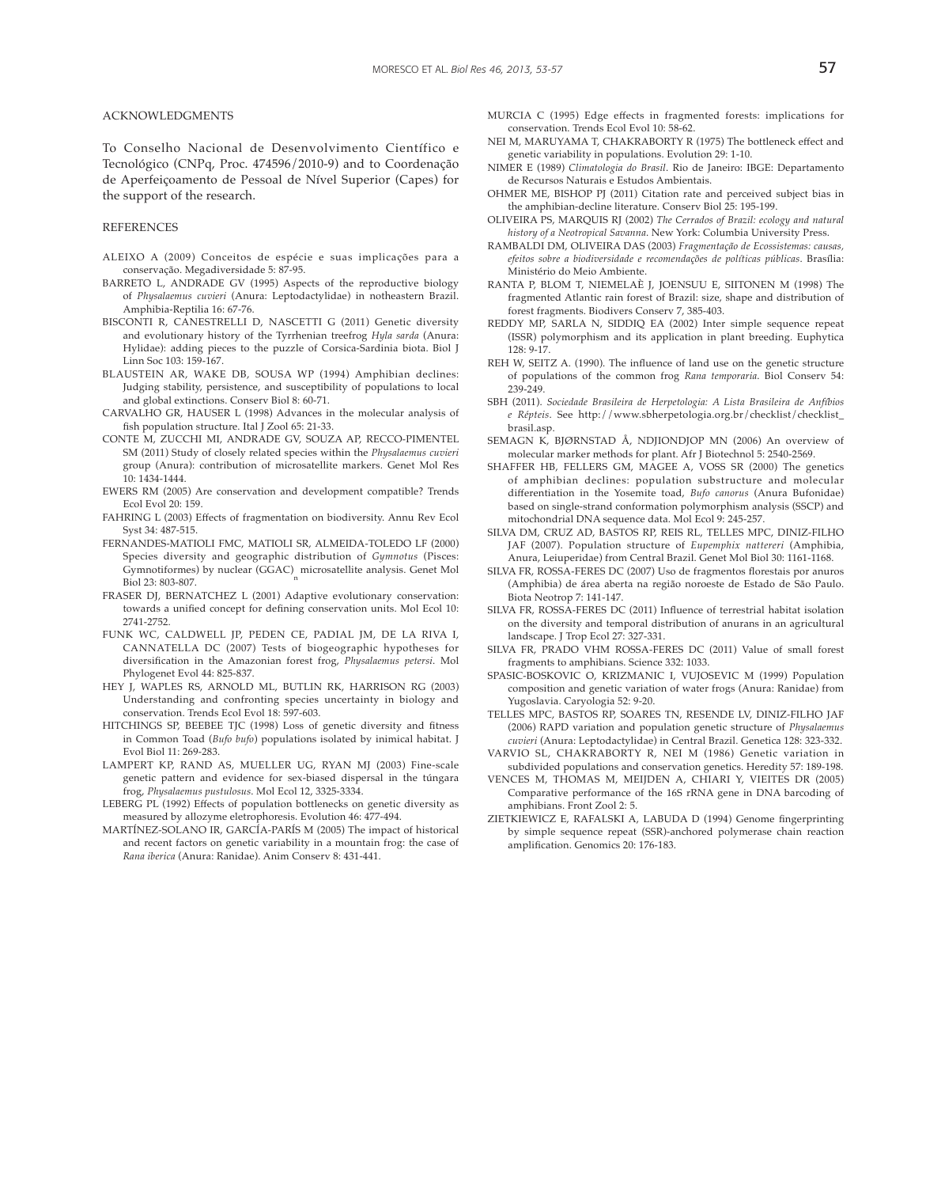## ACKNOWLEDGMENTS

To Conselho Nacional de Desenvolvimento Científico e Tecnológico (CNPq, Proc. 474596/2010-9) and to Coordenação de Aperfeiçoamento de Pessoal de Nível Superior (Capes) for the support of the research.

## REFERENCES

ALEIXO A (2009) Conceitos de espécie e suas implicações para a conservação. Megadiversidade 5: 87-95.

BARRETO L, ANDRADE GV (1995) Aspects of the reproductive biology of *Physalaemus cuvieri* (Anura: Leptodactylidae) in notheastern Brazil. Amphibia-Reptilia 16: 67-76.

BISCONTI R, CANESTRELLI D, NASCETTI G (2011) Genetic diversity and evolutionary history of the Tyrrhenian treefrog *Hyla sarda* (Anura: Hylidae): adding pieces to the puzzle of Corsica-Sardinia biota. Biol J Linn Soc 103: 159-167.

BLAUSTEIN AR, WAKE DB, SOUSA WP (1994) Amphibian declines: Judging stability, persistence, and susceptibility of populations to local and global extinctions. Conserv Biol 8: 60-71.

CARVALHO GR, HAUSER L (1998) Advances in the molecular analysis of fish population structure. Ital J Zool 65: 21-33.

CONTE M, ZUCCHI MI, ANDRADE GV, SOUZA AP, RECCO-PIMENTEL SM (2011) Study of closely related species within the *Physalaemus cuvieri* group (Anura): contribution of microsatellite markers. Genet Mol Res 10: 1434-1444.

EWERS RM (2005) Are conservation and development compatible? Trends Ecol Evol 20: 159.

FAHRING L (2003) Effects of fragmentation on biodiversity. Annu Rev Ecol Syst 34: 487-515.

FERNANDES-MATIOLI FMC, MATIOLI SR, ALMEIDA-TOLEDO LF (2000) Species diversity and geographic distribution of *Gymnotus* (Pisces: Gymnotiformes) by nuclear $(GGAC)_n$ microsatellite analysis. Genet Mol Biol 23: 803-807.

FRASER DJ, BERNATCHEZ L (2001) Adaptive evolutionary conservation: towards a unified concept for defining conservation units. Mol Ecol 10: 2741-2752.

FUNK WC, CALDWELL JP, PEDEN CE, PADIAL JM, DE LA RIVA I, CANNATELLA DC (2007) Tests of biogeographic hypotheses for diversification in the Amazonian forest frog, *Physalaemus petersi*. Mol Phylogenet Evol 44: 825-837.

HEY J, WAPLES RS, ARNOLD ML, BUTLIN RK, HARRISON RG (2003) Understanding and confronting species uncertainty in biology and conservation. Trends Ecol Evol 18: 597-603.

HITCHINGS SP, BEEBEE TJC (1998) Loss of genetic diversity and fitness in Common Toad (*Bufo bufo*) populations isolated by inimical habitat. J Evol Biol 11: 269-283.

LAMPERT KP, RAND AS, MUELLER UG, RYAN MJ (2003) Fine-scale genetic pattern and evidence for sex-biased dispersal in the túngara frog, *Physalaemus pustulosus*. Mol Ecol 12, 3325-3334.

LEBERG PL (1992) Effects of population bottlenecks on genetic diversity as measured by allozyme eletrophoresis. Evolution 46: 477-494.

MARTÍNEZ-SOLANO IR, GARCÍA-PARÍS M (2005) The impact of historical and recent factors on genetic variability in a mountain frog: the case of *Rana iberica* (Anura: Ranidae). Anim Conserv 8: 431-441.

MURCIA C (1995) Edge effects in fragmented forests: implications for conservation. Trends Ecol Evol 10: 58-62.

NEI M, MARUYAMA T, CHAKRABORTY R (1975) The bottleneck effect and genetic variability in populations. Evolution 29: 1-10.

NIMER E (1989) *Climatologia do Brasil*. Rio de Janeiro: IBGE: Departamento de Recursos Naturais e Estudos Ambientais.

OHMER ME, BISHOP PJ (2011) Citation rate and perceived subject bias in the amphibian-decline literature. Conserv Biol 25: 195-199.

OLIVEIRA PS, MARQUIS RJ (2002) *The Cerrados of Brazil: ecology and natural history of a Neotropical Savanna*. New York: Columbia University Press.

RAMBALDI DM, OLIVEIRA DAS (2003) *Fragmentação de Ecossistemas: causas, efeitos sobre a biodiversidade e recomendações de políticas públicas*. Brasília: Ministério do Meio Ambiente.

RANTA P, BLOM T, NIEMELAÈ J, JOENSUU E, SIITONEN M (1998) The fragmented Atlantic rain forest of Brazil: size, shape and distribution of forest fragments. Biodivers Conserv 7, 385-403.

REDDY MP, SARLA N, SIDDIQ EA (2002) Inter simple sequence repeat (ISSR) polymorphism and its application in plant breeding. Euphytica 128: 9-17.

REH W, SEITZ A. (1990). The influence of land use on the genetic structure of populations of the common frog *Rana temporaria*. Biol Conserv 54: 239-249.

SBH (2011). *Sociedade Brasileira de Herpetologia: A Lista Brasileira de Anfíbios e Répteis*. See http://www.sbherpetologia.org.br/checklist/checklist_brasil.asp.

SEMAGN K, BJØRNSTAD Å, NDJIONDJOP MN (2006) An overview of molecular marker methods for plant. Afr J Biotechnol 5: 2540-2569.

SHAFFER HB, FELLERS GM, MAGEE A, VOSS SR (2000) The genetics of amphibian declines: population substructure and molecular differentiation in the Yosemite toad, *Bufo canorus* (Anura Bufonidae) based on single-strand conformation polymorphism analysis (SSCP) and mitochondrial DNA sequence data. Mol Ecol 9: 245-257.

SILVA DM, CRUZ AD, BASTOS RP, REIS RL, TELLES MPC, DINIZ-FILHO JAF (2007). Population structure of *Eupemphix nattereri* (Amphibia, Anura, Leiuperidae) from Central Brazil. Genet Mol Biol 30: 1161-1168.

SILVA FR, ROSSA-FERES DC (2007) Uso de fragmentos florestais por anuros (Amphibia) de área aberta na região noroeste de Estado de São Paulo. Biota Neotrop 7: 141-147.

SILVA FR, ROSSA-FERES DC (2011) Influence of terrestrial habitat isolation on the diversity and temporal distribution of anurans in an agricultural landscape. J Trop Ecol 27: 327-331.

SILVA FR, PRADO VHM ROSSA-FERES DC (2011) Value of small forest fragments to amphibians. Science 332: 1033.

SPASIC-BOSKOVIC O, KRIZMANIC I, VUJOSEVIC M (1999) Population composition and genetic variation of water frogs (Anura: Ranidae) from Yugoslavia. Caryologia 52: 9-20.

TELLES MPC, BASTOS RP, SOARES TN, RESENDE LV, DINIZ-FILHO JAF (2006) RAPD variation and population genetic structure of *Physalaemus cuvieri* (Anura: Leptodactylidae) in Central Brazil. Genetica 128: 323-332.

VARVIO SL, CHAKRABORTY R, NEI M (1986) Genetic variation in subdivided populations and conservation genetics. Heredity 57: 189-198.

VENCES M, THOMAS M, MEIJDEN A, CHIARI Y, VIEITES DR (2005) Comparative performance of the 16S rRNA gene in DNA barcoding of amphibians. Front Zool 2: 5.

ZIETKIEWICZ E, RAFALSKI A, LABUDA D (1994) Genome fingerprinting by simple sequence repeat (SSR)-anchored polymerase chain reaction amplification. Genomics 20: 176-183.